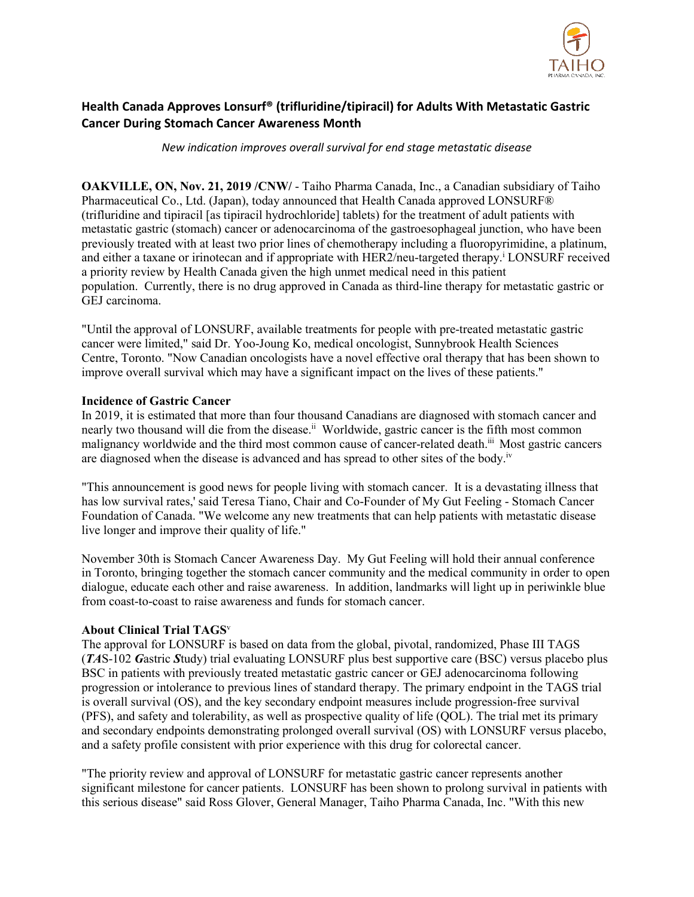## Health Canada Approves Lonsurf® (trifluridine/tipiracil) for Adults With Metastatic Gastric Cancer During Stomach Cancer Awareness Month

*New indication improves overall survival for end stage metastatic disease*

**OAKVILLE, ON, Nov. 21, 2019 /CNW/** - Taiho Pharma Canada, Inc., a Canadian subsidiary of Taiho Pharmaceutical Co., Ltd. (Japan), today announced that Health Canada approved LONSURF® (trifluridine and tipiracil [as tipiracil hydrochloride] tablets) for the treatment of adult patients with metastatic gastric (stomach) cancer or adenocarcinoma of the gastroesophageal junction, who have been previously treated with at least two prior lines of chemotherapy including a fluoropyrimidine, a platinum, and either a taxane or irinotecan and if appropriate with HER2/neu-targeted therapy.[i] LONSURF received a priority review by Health Canada given the high unmet medical need in this patient population. Currently, there is no drug approved in Canada as third-line therapy for metastatic gastric or GEJ carcinoma.

"Until the approval of LONSURF, available treatments for people with pre-treated metastatic gastric cancer were limited," said Dr. Yoo-Joung Ko, medical oncologist, Sunnybrook Health Sciences Centre, Toronto. "Now Canadian oncologists have a novel effective oral therapy that has been shown to improve overall survival which may have a significant impact on the lives of these patients."

**Incidence of Gastric Cancer**

In 2019, it is estimated that more than four thousand Canadians are diagnosed with stomach cancer and nearly two thousand will die from the disease.[ii] Worldwide, gastric cancer is the fifth most common malignancy worldwide and the third most common cause of cancer-related death.[iii] Most gastric cancers are diagnosed when the disease is advanced and has spread to other sites of the body.[iv]

"This announcement is good news for people living with stomach cancer. It is a devastating illness that has low survival rates,' said Teresa Tiano, Chair and Co-Founder of My Gut Feeling - Stomach Cancer Foundation of Canada. "We welcome any new treatments that can help patients with metastatic disease live longer and improve their quality of life."

November 30th is Stomach Cancer Awareness Day. My Gut Feeling will hold their annual conference in Toronto, bringing together the stomach cancer community and the medical community in order to open dialogue, educate each other and raise awareness. In addition, landmarks will light up in periwinkle blue from coast-to-coast to raise awareness and funds for stomach cancer.

**About Clinical Trial TAGS**[v]

The approval for LONSURF is based on data from the global, pivotal, randomized, Phase III TAGS (***TA***S-102 ***G***astric ***S***tudy) trial evaluating LONSURF plus best supportive care (BSC) versus placebo plus BSC in patients with previously treated metastatic gastric cancer or GEJ adenocarcinoma following progression or intolerance to previous lines of standard therapy. The primary endpoint in the TAGS trial is overall survival (OS), and the key secondary endpoint measures include progression-free survival (PFS), and safety and tolerability, as well as prospective quality of life (QOL). The trial met its primary and secondary endpoints demonstrating prolonged overall survival (OS) with LONSURF versus placebo, and a safety profile consistent with prior experience with this drug for colorectal cancer.

"The priority review and approval of LONSURF for metastatic gastric cancer represents another significant milestone for cancer patients. LONSURF has been shown to prolong survival in patients with this serious disease" said Ross Glover, General Manager, Taiho Pharma Canada, Inc. "With this new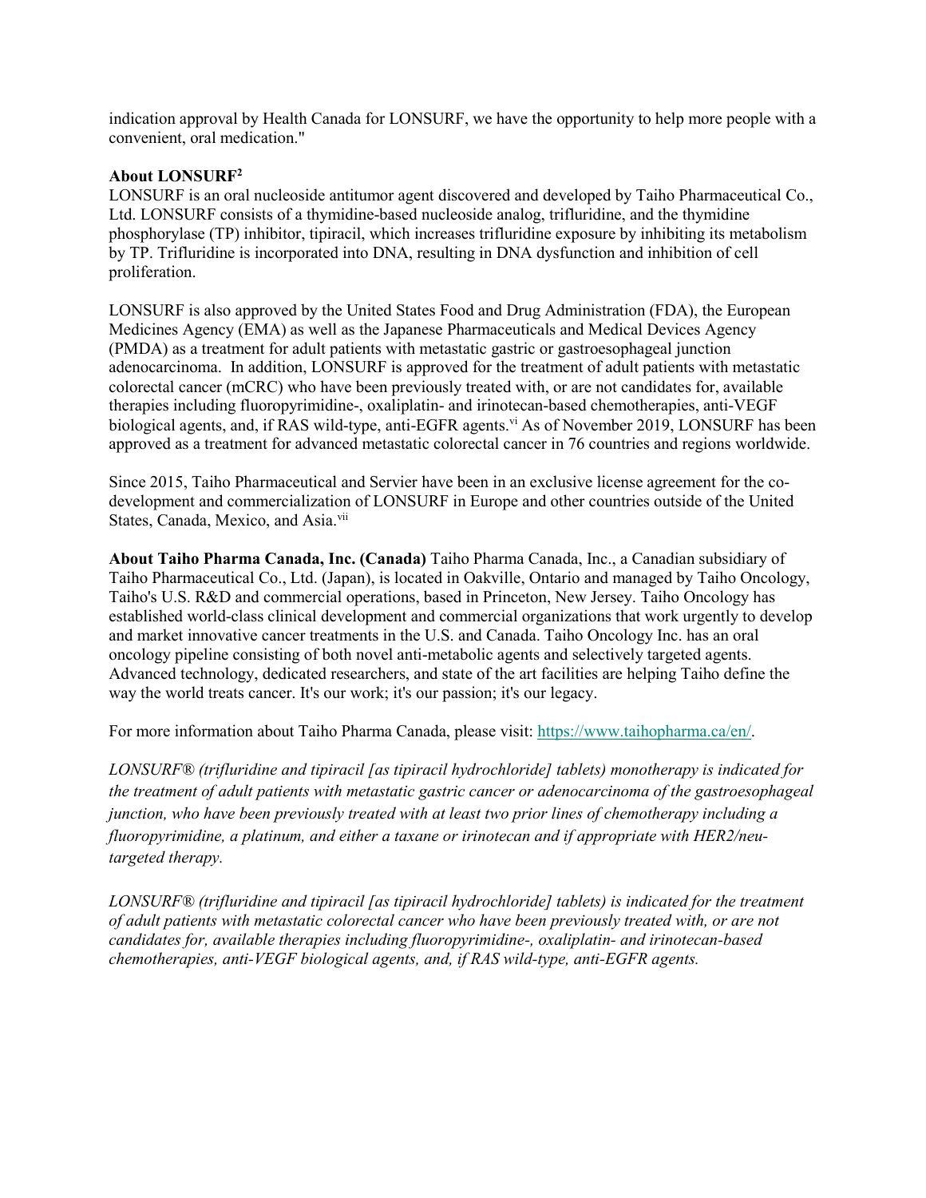indication approval by Health Canada for LONSURF, we have the opportunity to help more people with a convenient, oral medication."

**About LONSURF[2]**

LONSURF is an oral nucleoside antitumor agent discovered and developed by Taiho Pharmaceutical Co., Ltd. LONSURF consists of a thymidine-based nucleoside analog, trifluridine, and the thymidine phosphorylase (TP) inhibitor, tipiracil, which increases trifluridine exposure by inhibiting its metabolism by TP. Trifluridine is incorporated into DNA, resulting in DNA dysfunction and inhibition of cell proliferation.

LONSURF is also approved by the United States Food and Drug Administration (FDA), the European Medicines Agency (EMA) as well as the Japanese Pharmaceuticals and Medical Devices Agency (PMDA) as a treatment for adult patients with metastatic gastric or gastroesophageal junction adenocarcinoma. In addition, LONSURF is approved for the treatment of adult patients with metastatic colorectal cancer (mCRC) who have been previously treated with, or are not candidates for, available therapies including fluoropyrimidine-, oxaliplatin- and irinotecan-based chemotherapies, anti-VEGF biological agents, and, if RAS wild-type, anti-EGFR agents.[vi] As of November 2019, LONSURF has been approved as a treatment for advanced metastatic colorectal cancer in 76 countries and regions worldwide.

Since 2015, Taiho Pharmaceutical and Servier have been in an exclusive license agreement for the co-development and commercialization of LONSURF in Europe and other countries outside of the United States, Canada, Mexico, and Asia.[vii]

**About Taiho Pharma Canada, Inc. (Canada)** Taiho Pharma Canada, Inc., a Canadian subsidiary of Taiho Pharmaceutical Co., Ltd. (Japan), is located in Oakville, Ontario and managed by Taiho Oncology, Taiho's U.S. R&D and commercial operations, based in Princeton, New Jersey. Taiho Oncology has established world-class clinical development and commercial organizations that work urgently to develop and market innovative cancer treatments in the U.S. and Canada. Taiho Oncology Inc. has an oral oncology pipeline consisting of both novel anti-metabolic agents and selectively targeted agents. Advanced technology, dedicated researchers, and state of the art facilities are helping Taiho define the way the world treats cancer. It's our work; it's our passion; it's our legacy.

For more information about Taiho Pharma Canada, please visit: https://www.taihopharma.ca/en/.

*LONSURF® (trifluridine and tipiracil [as tipiracil hydrochloride] tablets) monotherapy is indicated for the treatment of adult patients with metastatic gastric cancer or adenocarcinoma of the gastroesophageal junction, who have been previously treated with at least two prior lines of chemotherapy including a fluoropyrimidine, a platinum, and either a taxane or irinotecan and if appropriate with HER2/neu-targeted therapy.*

*LONSURF® (trifluridine and tipiracil [as tipiracil hydrochloride] tablets) is indicated for the treatment of adult patients with metastatic colorectal cancer who have been previously treated with, or are not candidates for, available therapies including fluoropyrimidine-, oxaliplatin- and irinotecan-based chemotherapies, anti-VEGF biological agents, and, if RAS wild-type, anti-EGFR agents.*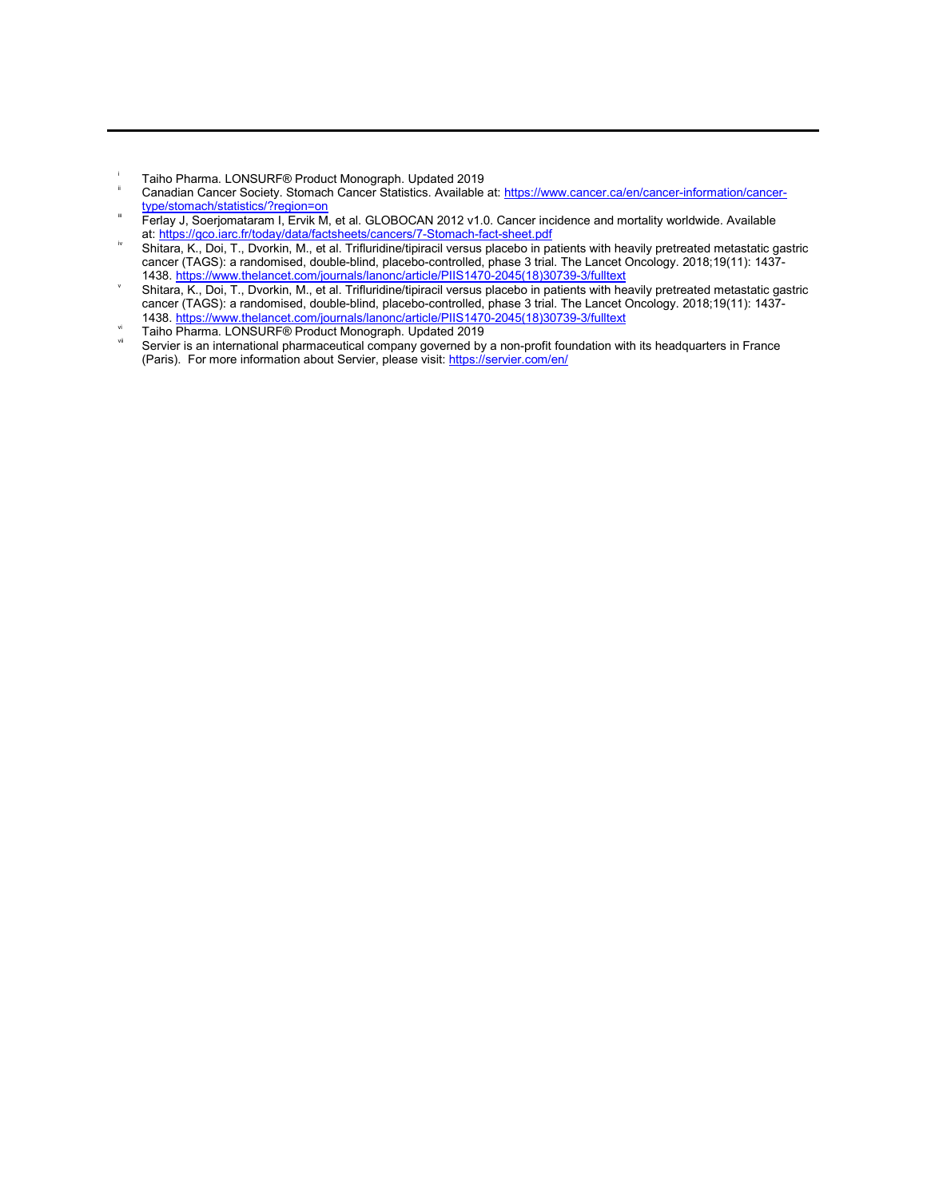---

[i] Taiho Pharma. LONSURF® Product Monograph. Updated 2019

[ii] Canadian Cancer Society. Stomach Cancer Statistics. Available at: https://www.cancer.ca/en/cancer-information/cancer-type/stomach/statistics/?region=on

[iii] Ferlay J, Soerjomataram I, Ervik M, et al. GLOBOCAN 2012 v1.0. Cancer incidence and mortality worldwide. Available at: https://gco.iarc.fr/today/data/factsheets/cancers/7-Stomach-fact-sheet.pdf

[iv] Shitara, K., Doi, T., Dvorkin, M., et al. Trifluridine/tipiracil versus placebo in patients with heavily pretreated metastatic gastric cancer (TAGS): a randomised, double-blind, placebo-controlled, phase 3 trial. The Lancet Oncology. 2018;19(11): 1437-1438. https://www.thelancet.com/journals/lanonc/article/PIIS1470-2045(18)30739-3/fulltext

[v] Shitara, K., Doi, T., Dvorkin, M., et al. Trifluridine/tipiracil versus placebo in patients with heavily pretreated metastatic gastric cancer (TAGS): a randomised, double-blind, placebo-controlled, phase 3 trial. The Lancet Oncology. 2018;19(11): 1437-1438. https://www.thelancet.com/journals/lanonc/article/PIIS1470-2045(18)30739-3/fulltext

[vi] Taiho Pharma. LONSURF® Product Monograph. Updated 2019

[vii] Servier is an international pharmaceutical company governed by a non-profit foundation with its headquarters in France (Paris). For more information about Servier, please visit: https://servier.com/en/